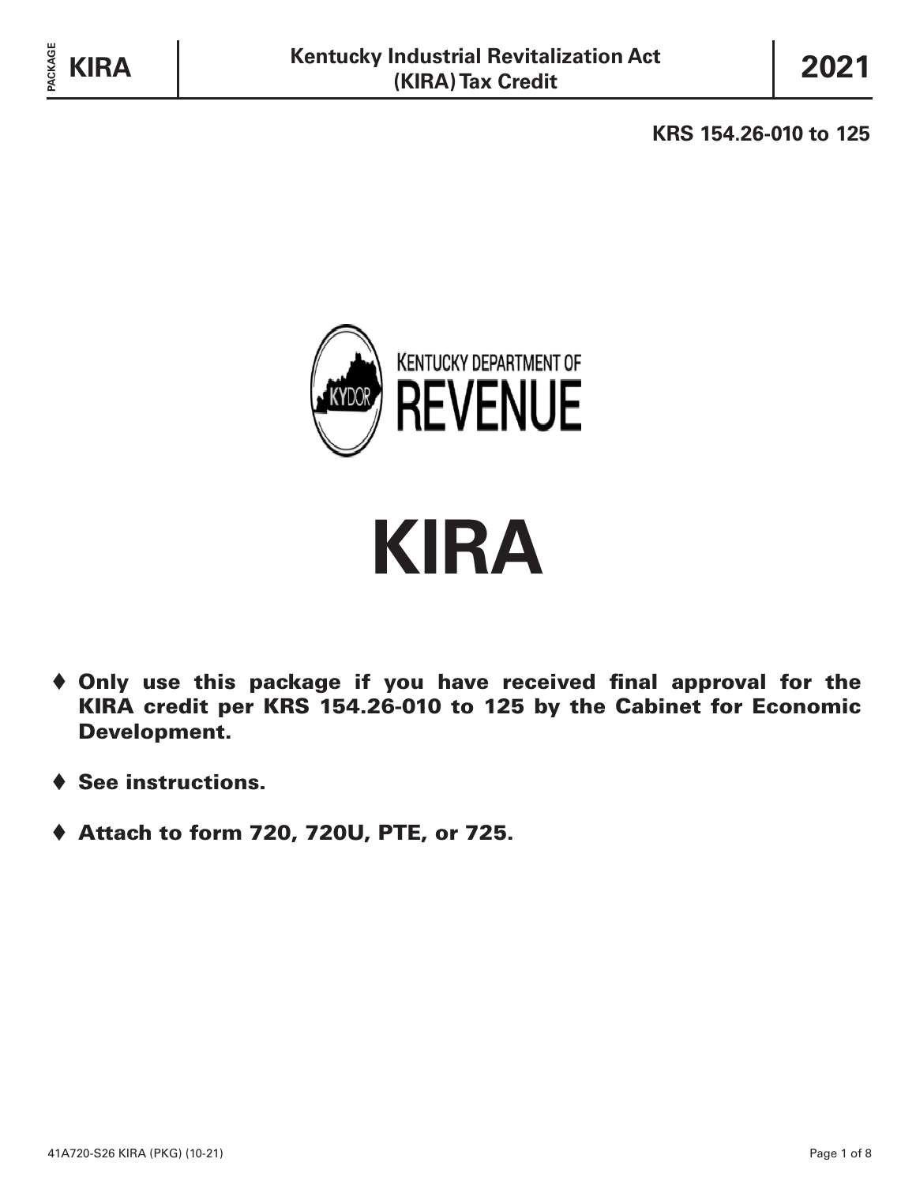PACKAGE **KIRA**

# Kentucky Industrial Revitalization Act (KIRA) Tax Credit

**2021**

**KRS 154.26-010 to 125**

KENTUCKY DEPARTMENT OF REVENUE

# KIRA

- **Only use this package if you have received final approval for the KIRA credit per KRS 154.26-010 to 125 by the Cabinet for Economic Development.**
- **See instructions.**
- **Attach to form 720, 720U, PTE, or 725.**

41A720-S26 KIRA (PKG) (10-21)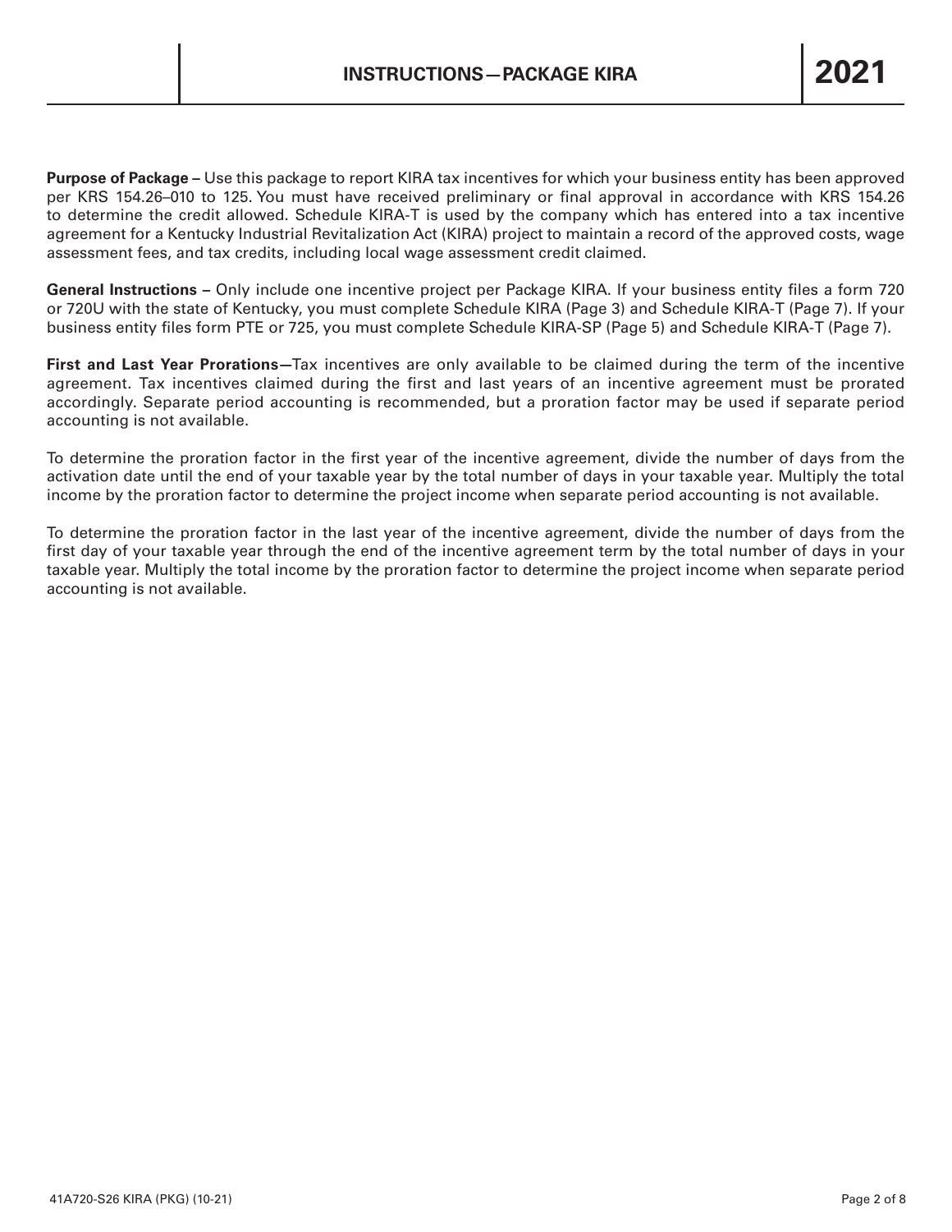# INSTRUCTIONS—PACKAGE KIRA

**2021**

**Purpose of Package –** Use this package to report KIRA tax incentives for which your business entity has been approved per KRS 154.26–010 to 125. You must have received preliminary or final approval in accordance with KRS 154.26 to determine the credit allowed. Schedule KIRA-T is used by the company which has entered into a tax incentive agreement for a Kentucky Industrial Revitalization Act (KIRA) project to maintain a record of the approved costs, wage assessment fees, and tax credits, including local wage assessment credit claimed.

**General Instructions –** Only include one incentive project per Package KIRA. If your business entity files a form 720 or 720U with the state of Kentucky, you must complete Schedule KIRA (Page 3) and Schedule KIRA-T (Page 7). If your business entity files form PTE or 725, you must complete Schedule KIRA-SP (Page 5) and Schedule KIRA-T (Page 7).

**First and Last Year Prorations—**Tax incentives are only available to be claimed during the term of the incentive agreement. Tax incentives claimed during the first and last years of an incentive agreement must be prorated accordingly. Separate period accounting is recommended, but a proration factor may be used if separate period accounting is not available.

To determine the proration factor in the first year of the incentive agreement, divide the number of days from the activation date until the end of your taxable year by the total number of days in your taxable year. Multiply the total income by the proration factor to determine the project income when separate period accounting is not available.

To determine the proration factor in the last year of the incentive agreement, divide the number of days from the first day of your taxable year through the end of the incentive agreement term by the total number of days in your taxable year. Multiply the total income by the proration factor to determine the project income when separate period accounting is not available.

41A720-S26 KIRA (PKG) (10-21)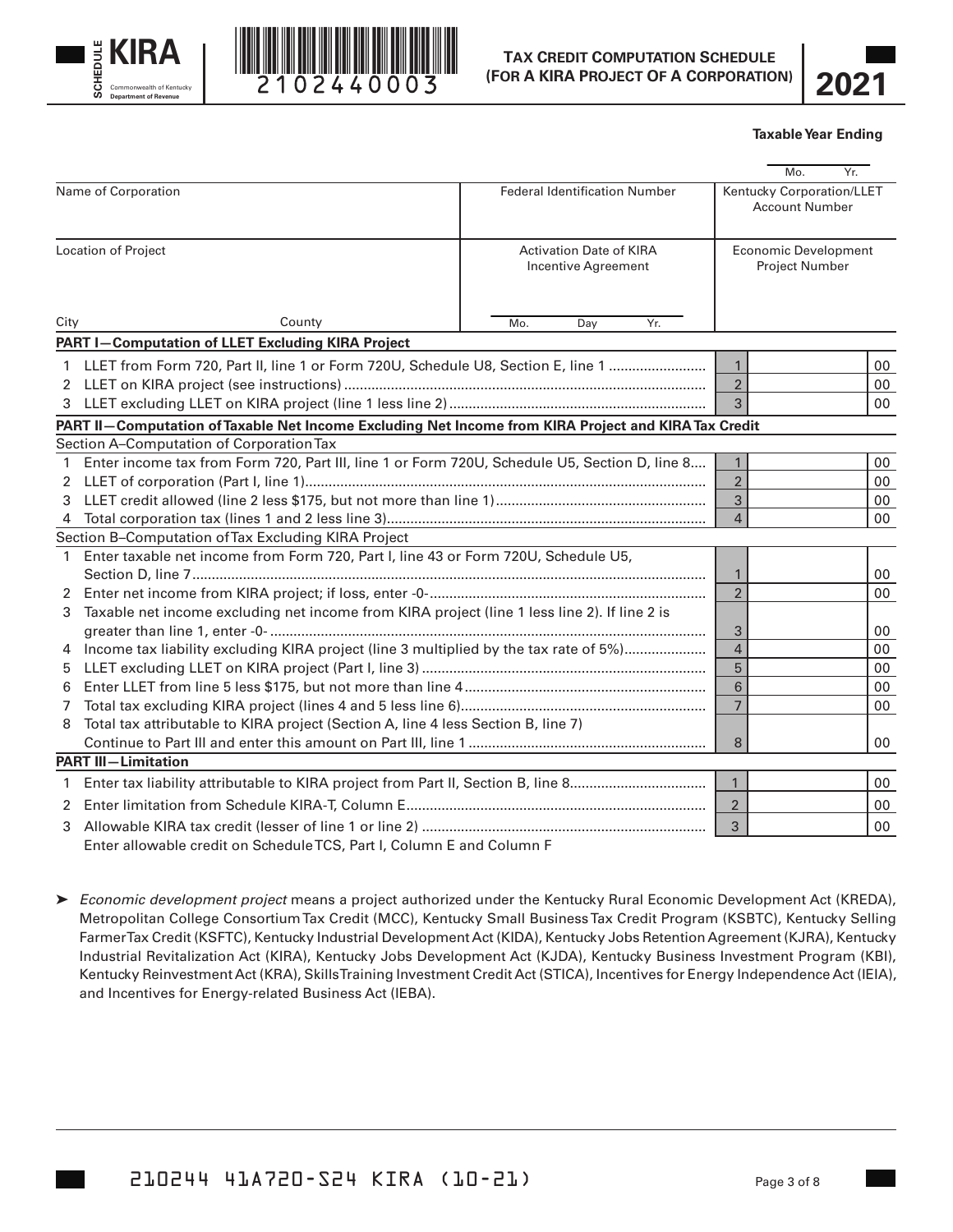**SCHEDULE KIRA**

Commonwealth of Kentucky
Department of Revenue

2102440003

# TAX CREDIT COMPUTATION SCHEDULE (FOR A KIRA PROJECT OF A CORPORATION)

**2021**

**Taxable Year Ending**

Mo. Yr.

| Name of Corporation | Federal Identification Number | Kentucky Corporation/LLET Account Number |
|---|---|---|
| | | |
| **Location of Project** | **Activation Date of KIRA Incentive Agreement** | **Economic Development Project Number** |
| City County | Mo. Day Yr. | |

**PART I—Computation of LLET Excluding KIRA Project**

| | | Line | Amount | |
|---|---|---|---|---|
| 1 | LLET from Form 720, Part II, line 1 or Form 720U, Schedule U8, Section E, line 1 | 1 | | 00 |
| 2 | LLET on KIRA project (see instructions) | 2 | | 00 |
| 3 | LLET excluding LLET on KIRA project (line 1 less line 2) | 3 | | 00 |

**PART II—Computation of Taxable Net Income Excluding Net Income from KIRA Project and KIRA Tax Credit**

Section A–Computation of Corporation Tax

| | | Line | Amount | |
|---|---|---|---|---|
| 1 | Enter income tax from Form 720, Part III, line 1 or Form 720U, Schedule U5, Section D, line 8 | 1 | | 00 |
| 2 | LLET of corporation (Part I, line 1) | 2 | | 00 |
| 3 | LLET credit allowed (line 2 less $175, but not more than line 1) | 3 | | 00 |
| 4 | Total corporation tax (lines 1 and 2 less line 3) | 4 | | 00 |

Section B–Computation of Tax Excluding KIRA Project

| | | Line | Amount | |
|---|---|---|---|---|
| 1 | Enter taxable net income from Form 720, Part I, line 43 or Form 720U, Schedule U5, Section D, line 7 | 1 | | 00 |
| 2 | Enter net income from KIRA project; if loss, enter -0- | 2 | | 00 |
| 3 | Taxable net income excluding net income from KIRA project (line 1 less line 2). If line 2 is greater than line 1, enter -0- | 3 | | 00 |
| 4 | Income tax liability excluding KIRA project (line 3 multiplied by the tax rate of 5%) | 4 | | 00 |
| 5 | LLET excluding LLET on KIRA project (Part I, line 3) | 5 | | 00 |
| 6 | Enter LLET from line 5 less $175, but not more than line 4 | 6 | | 00 |
| 7 | Total tax excluding KIRA project (lines 4 and 5 less line 6) | 7 | | 00 |
| 8 | Total tax attributable to KIRA project (Section A, line 4 less Section B, line 7) Continue to Part III and enter this amount on Part III, line 1 | 8 | | 00 |

**PART III—Limitation**

| | | Line | Amount | |
|---|---|---|---|---|
| 1 | Enter tax liability attributable to KIRA project from Part II, Section B, line 8 | 1 | | 00 |
| 2 | Enter limitation from Schedule KIRA-T, Column E | 2 | | 00 |
| 3 | Allowable KIRA tax credit (lesser of line 1 or line 2) | 3 | | 00 |

Enter allowable credit on Schedule TCS, Part I, Column E and Column F

➤ *Economic development project* means a project authorized under the Kentucky Rural Economic Development Act (KREDA), Metropolitan College Consortium Tax Credit (MCC), Kentucky Small Business Tax Credit Program (KSBTC), Kentucky Selling Farmer Tax Credit (KSFTC), Kentucky Industrial Development Act (KIDA), Kentucky Jobs Retention Agreement (KJRA), Kentucky Industrial Revitalization Act (KIRA), Kentucky Jobs Development Act (KJDA), Kentucky Business Investment Program (KBI), Kentucky Reinvestment Act (KRA), Skills Training Investment Credit Act (STICA), Incentives for Energy Independence Act (IEIA), and Incentives for Energy-related Business Act (IEBA).

210244 41A720-S24 KIRA (10-21)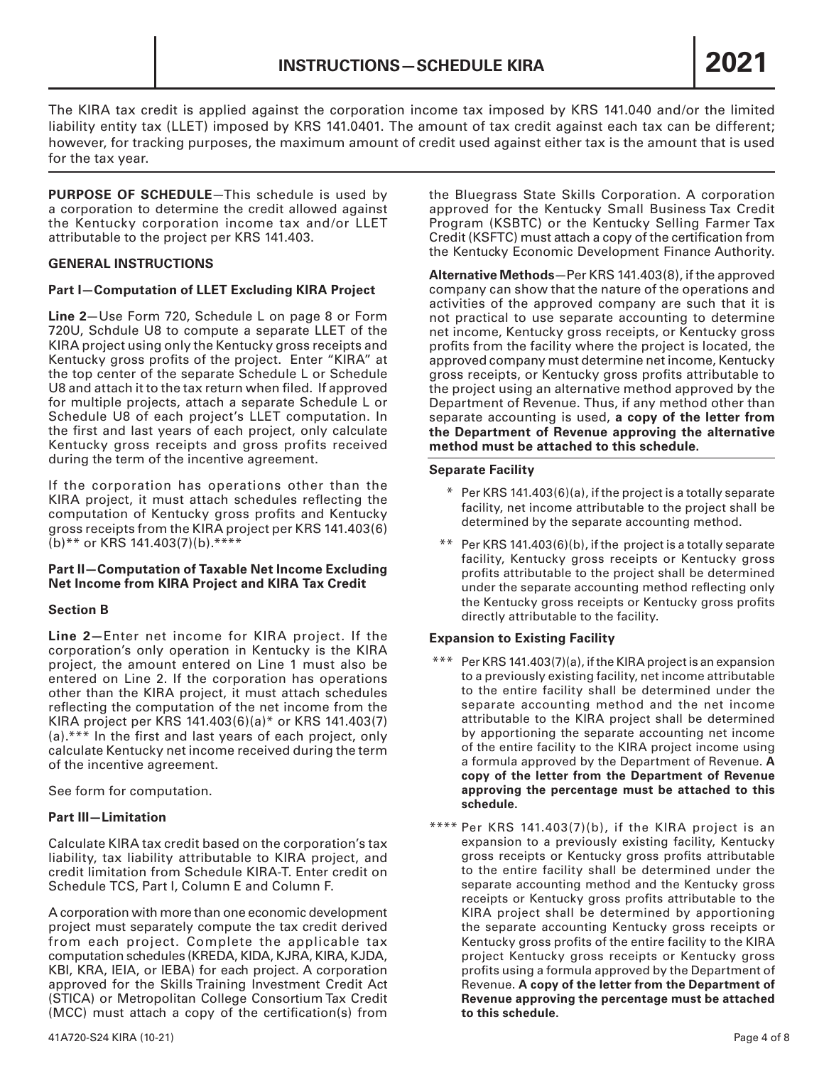# INSTRUCTIONS—SCHEDULE KIRA **2021**

The KIRA tax credit is applied against the corporation income tax imposed by KRS 141.040 and/or the limited liability entity tax (LLET) imposed by KRS 141.0401. The amount of tax credit against each tax can be different; however, for tracking purposes, the maximum amount of credit used against either tax is the amount that is used for the tax year.

**PURPOSE OF SCHEDULE**—This schedule is used by a corporation to determine the credit allowed against the Kentucky corporation income tax and/or LLET attributable to the project per KRS 141.403.

## GENERAL INSTRUCTIONS

### Part I—Computation of LLET Excluding KIRA Project

**Line 2**—Use Form 720, Schedule L on page 8 or Form 720U, Schdule U8 to compute a separate LLET of the KIRA project using only the Kentucky gross receipts and Kentucky gross profits of the project. Enter "KIRA" at the top center of the separate Schedule L or Schedule U8 and attach it to the tax return when filed. If approved for multiple projects, attach a separate Schedule L or Schedule U8 of each project's LLET computation. In the first and last years of each project, only calculate Kentucky gross receipts and gross profits received during the term of the incentive agreement.

If the corporation has operations other than the KIRA project, it must attach schedules reflecting the computation of Kentucky gross profits and Kentucky gross receipts from the KIRA project per KRS 141.403(6)(b)** or KRS 141.403(7)(b).****

### Part II—Computation of Taxable Net Income Excluding Net Income from KIRA Project and KIRA Tax Credit

#### Section B

**Line 2—**Enter net income for KIRA project. If the corporation's only operation in Kentucky is the KIRA project, the amount entered on Line 1 must also be entered on Line 2. If the corporation has operations other than the KIRA project, it must attach schedules reflecting the computation of the net income from the KIRA project per KRS 141.403(6)(a)* or KRS 141.403(7)(a).*** In the first and last years of each project, only calculate Kentucky net income received during the term of the incentive agreement.

See form for computation.

### Part III—Limitation

Calculate KIRA tax credit based on the corporation's tax liability, tax liability attributable to KIRA project, and credit limitation from Schedule KIRA-T. Enter credit on Schedule TCS, Part I, Column E and Column F.

A corporation with more than one economic development project must separately compute the tax credit derived from each project. Complete the applicable tax computation schedules (KREDA, KIDA, KJRA, KIRA, KJDA, KBI, KRA, IEIA, or IEBA) for each project. A corporation approved for the Skills Training Investment Credit Act (STICA) or Metropolitan College Consortium Tax Credit (MCC) must attach a copy of the certification(s) from the Bluegrass State Skills Corporation. A corporation approved for the Kentucky Small Business Tax Credit Program (KSBTC) or the Kentucky Selling Farmer Tax Credit (KSFTC) must attach a copy of the certification from the Kentucky Economic Development Finance Authority.

**Alternative Methods**—Per KRS 141.403(8), if the approved company can show that the nature of the operations and activities of the approved company are such that it is not practical to use separate accounting to determine net income, Kentucky gross receipts, or Kentucky gross profits from the facility where the project is located, the approved company must determine net income, Kentucky gross receipts, or Kentucky gross profits attributable to the project using an alternative method approved by the Department of Revenue. Thus, if any method other than separate accounting is used, **a copy of the letter from the Department of Revenue approving the alternative method must be attached to this schedule.**

#### Separate Facility

\* Per KRS 141.403(6)(a), if the project is a totally separate facility, net income attributable to the project shall be determined by the separate accounting method.

\** Per KRS 141.403(6)(b), if the project is a totally separate facility, Kentucky gross receipts or Kentucky gross profits attributable to the project shall be determined under the separate accounting method reflecting only the Kentucky gross receipts or Kentucky gross profits directly attributable to the facility.

#### Expansion to Existing Facility

\*** Per KRS 141.403(7)(a), if the KIRA project is an expansion to a previously existing facility, net income attributable to the entire facility shall be determined under the separate accounting method and the net income attributable to the KIRA project shall be determined by apportioning the separate accounting net income of the entire facility to the KIRA project income using a formula approved by the Department of Revenue. **A copy of the letter from the Department of Revenue approving the percentage must be attached to this schedule.**

\**** Per KRS 141.403(7)(b), if the KIRA project is an expansion to a previously existing facility, Kentucky gross receipts or Kentucky gross profits attributable to the entire facility shall be determined under the separate accounting method and the Kentucky gross receipts or Kentucky gross profits attributable to the KIRA project shall be determined by apportioning the separate accounting Kentucky gross receipts or Kentucky gross profits of the entire facility to the KIRA project Kentucky gross receipts or Kentucky gross profits using a formula approved by the Department of Revenue. **A copy of the letter from the Department of Revenue approving the percentage must be attached to this schedule.**

41A720-S24 KIRA (10-21)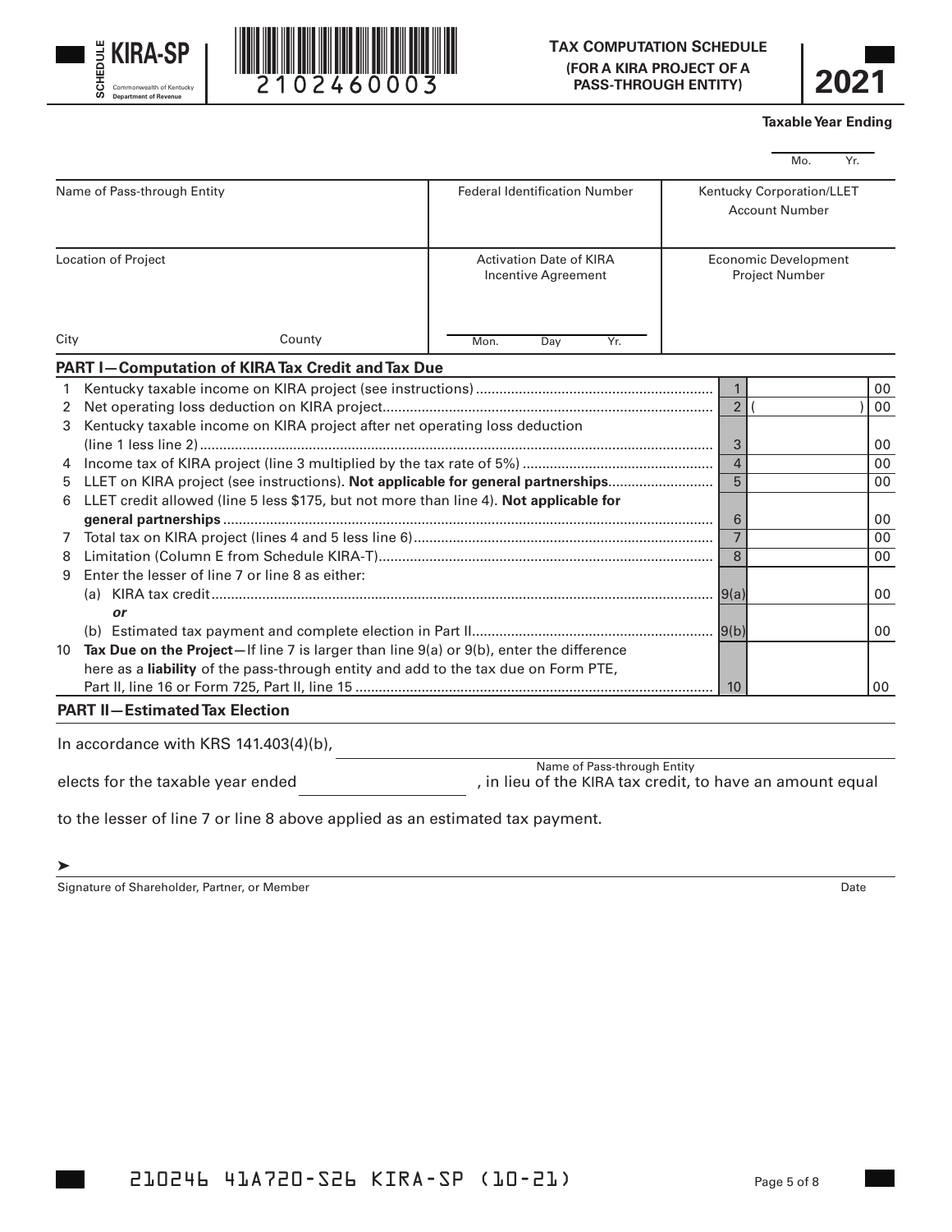**SCHEDULE KIRA-SP**

Commonwealth of Kentucky
Department of Revenue

2102460003

**TAX COMPUTATION SCHEDULE**
**(FOR A KIRA PROJECT OF A PASS-THROUGH ENTITY)**

**2021**

**Taxable Year Ending**

Mo. Yr.

| Name of Pass-through Entity | Federal Identification Number | Kentucky Corporation/LLET Account Number |
|---|---|---|
| | | |

| Location of Project | | Activation Date of KIRA Incentive Agreement | Economic Development Project Number |
|---|---|---|---|
| City | County | Mon. Day Yr. | |

## PART I—Computation of KIRA Tax Credit and Tax Due

| | | | |
|---|---|---|---|
| 1 | Kentucky taxable income on KIRA project (see instructions) | 1 | 00 |
| 2 | Net operating loss deduction on KIRA project | 2 | ( ) 00 |
| 3 | Kentucky taxable income on KIRA project after net operating loss deduction (line 1 less line 2) | 3 | 00 |
| 4 | Income tax of KIRA project (line 3 multiplied by the tax rate of 5%) | 4 | 00 |
| 5 | LLET on KIRA project (see instructions). **Not applicable for general partnerships** | 5 | 00 |
| 6 | LLET credit allowed (line 5 less $175, but not more than line 4). **Not applicable for general partnerships** | 6 | 00 |
| 7 | Total tax on KIRA project (lines 4 and 5 less line 6) | 7 | 00 |
| 8 | Limitation (Column E from Schedule KIRA-T) | 8 | 00 |
| 9 | Enter the lesser of line 7 or line 8 as either: | | |
| | (a) KIRA tax credit | 9(a) | 00 |
| | *or* | | |
| | (b) Estimated tax payment and complete election in Part II | 9(b) | 00 |
| 10 | **Tax Due on the Project—**If line 7 is larger than line 9(a) or 9(b), enter the difference here as a **liability** of the pass-through entity and add to the tax due on Form PTE, Part II, line 16 or Form 725, Part II, line 15 | 10 | 00 |

## PART II—Estimated Tax Election

In accordance with KRS 141.403(4)(b), ______________________________
Name of Pass-through Entity

elects for the taxable year ended ______________, in lieu of the KIRA tax credit, to have an amount equal to the lesser of line 7 or line 8 above applied as an estimated tax payment.

➤ ______________________________________________

Signature of Shareholder, Partner, or Member | Date

210246 41A720-S26 KIRA-SP (10-21)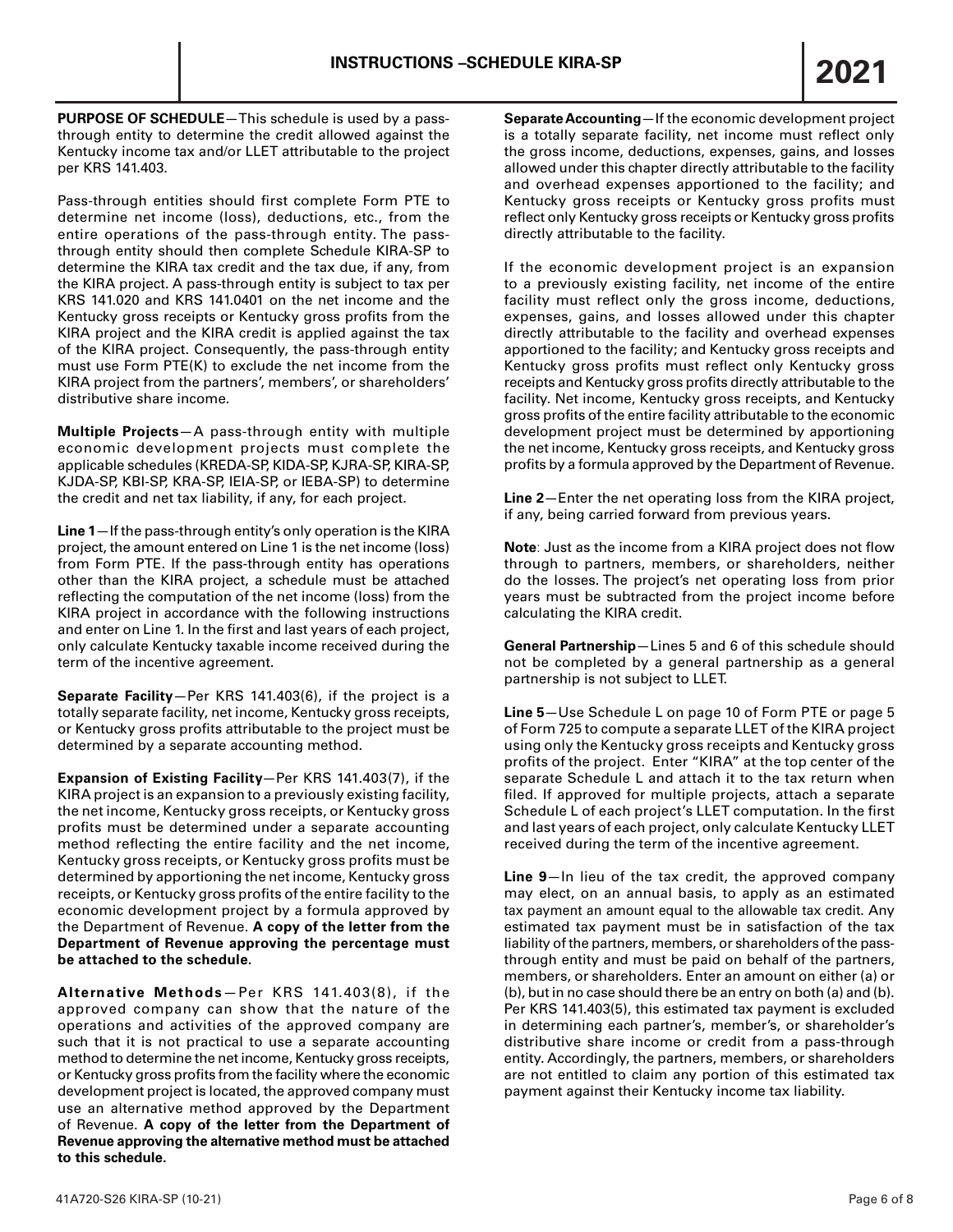# INSTRUCTIONS –SCHEDULE KIRA-SP

# 2021

**PURPOSE OF SCHEDULE**—This schedule is used by a pass-through entity to determine the credit allowed against the Kentucky income tax and/or LLET attributable to the project per KRS 141.403.

Pass-through entities should first complete Form PTE to determine net income (loss), deductions, etc., from the entire operations of the pass-through entity. The pass-through entity should then complete Schedule KIRA-SP to determine the KIRA tax credit and the tax due, if any, from the KIRA project. A pass-through entity is subject to tax per KRS 141.020 and KRS 141.0401 on the net income and the Kentucky gross receipts or Kentucky gross profits from the KIRA project and the KIRA credit is applied against the tax of the KIRA project. Consequently, the pass-through entity must use Form PTE(K) to exclude the net income from the KIRA project from the partners', members', or shareholders' distributive share income.

**Multiple Projects**—A pass-through entity with multiple economic development projects must complete the applicable schedules (KREDA-SP, KIDA-SP, KJRA-SP, KIRA-SP, KJDA-SP, KBI-SP, KRA-SP, IEIA-SP, or IEBA-SP) to determine the credit and net tax liability, if any, for each project.

**Line 1**—If the pass-through entity's only operation is the KIRA project, the amount entered on Line 1 is the net income (loss) from Form PTE. If the pass-through entity has operations other than the KIRA project, a schedule must be attached reflecting the computation of the net income (loss) from the KIRA project in accordance with the following instructions and enter on Line 1. In the first and last years of each project, only calculate Kentucky taxable income received during the term of the incentive agreement.

**Separate Facility**—Per KRS 141.403(6), if the project is a totally separate facility, net income, Kentucky gross receipts, or Kentucky gross profits attributable to the project must be determined by a separate accounting method.

**Expansion of Existing Facility**—Per KRS 141.403(7), if the KIRA project is an expansion to a previously existing facility, the net income, Kentucky gross receipts, or Kentucky gross profits must be determined under a separate accounting method reflecting the entire facility and the net income, Kentucky gross receipts, or Kentucky gross profits must be determined by apportioning the net income, Kentucky gross receipts, or Kentucky gross profits of the entire facility to the economic development project by a formula approved by the Department of Revenue. **A copy of the letter from the Department of Revenue approving the percentage must be attached to the schedule.**

**Alternative Methods**—Per KRS 141.403(8), if the approved company can show that the nature of the operations and activities of the approved company are such that it is not practical to use a separate accounting method to determine the net income, Kentucky gross receipts, or Kentucky gross profits from the facility where the economic development project is located, the approved company must use an alternative method approved by the Department of Revenue. **A copy of the letter from the Department of Revenue approving the alternative method must be attached to this schedule.**

**Separate Accounting**—If the economic development project is a totally separate facility, net income must reflect only the gross income, deductions, expenses, gains, and losses allowed under this chapter directly attributable to the facility and overhead expenses apportioned to the facility; and Kentucky gross receipts or Kentucky gross profits must reflect only Kentucky gross receipts or Kentucky gross profits directly attributable to the facility.

If the economic development project is an expansion to a previously existing facility, net income of the entire facility must reflect only the gross income, deductions, expenses, gains, and losses allowed under this chapter directly attributable to the facility and overhead expenses apportioned to the facility; and Kentucky gross receipts and Kentucky gross profits must reflect only Kentucky gross receipts and Kentucky gross profits directly attributable to the facility. Net income, Kentucky gross receipts, and Kentucky gross profits of the entire facility attributable to the economic development project must be determined by apportioning the net income, Kentucky gross receipts, and Kentucky gross profits by a formula approved by the Department of Revenue.

**Line 2**—Enter the net operating loss from the KIRA project, if any, being carried forward from previous years.

**Note**: Just as the income from a KIRA project does not flow through to partners, members, or shareholders, neither do the losses. The project's net operating loss from prior years must be subtracted from the project income before calculating the KIRA credit.

**General Partnership**—Lines 5 and 6 of this schedule should not be completed by a general partnership as a general partnership is not subject to LLET.

**Line 5**—Use Schedule L on page 10 of Form PTE or page 5 of Form 725 to compute a separate LLET of the KIRA project using only the Kentucky gross receipts and Kentucky gross profits of the project. Enter "KIRA" at the top center of the separate Schedule L and attach it to the tax return when filed. If approved for multiple projects, attach a separate Schedule L of each project's LLET computation. In the first and last years of each project, only calculate Kentucky LLET received during the term of the incentive agreement.

**Line 9**—In lieu of the tax credit, the approved company may elect, on an annual basis, to apply as an estimated tax payment an amount equal to the allowable tax credit. Any estimated tax payment must be in satisfaction of the tax liability of the partners, members, or shareholders of the pass-through entity and must be paid on behalf of the partners, members, or shareholders. Enter an amount on either (a) or (b), but in no case should there be an entry on both (a) and (b). Per KRS 141.403(5), this estimated tax payment is excluded in determining each partner's, member's, or shareholder's distributive share income or credit from a pass-through entity. Accordingly, the partners, members, or shareholders are not entitled to claim any portion of this estimated tax payment against their Kentucky income tax liability.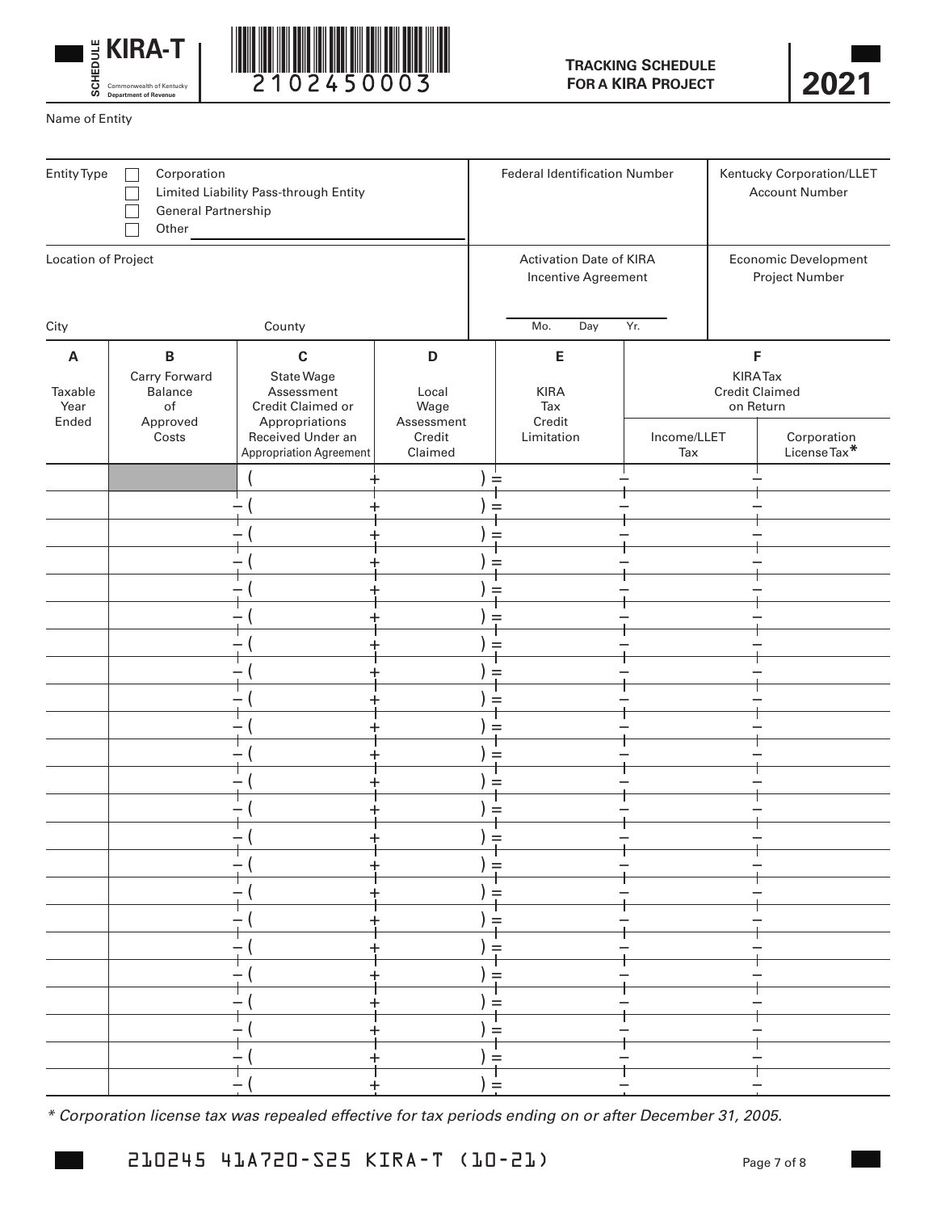# SCHEDULE KIRA-T

Commonwealth of Kentucky
Department of Revenue

2102450003

**TRACKING SCHEDULE FOR A KIRA PROJECT**

**2021**

Name of Entity

| Entity Type | Federal Identification Number | Kentucky Corporation/LLET Account Number |
|---|---|---|
| ☐ Corporation<br>☐ Limited Liability Pass-through Entity<br>☐ General Partnership<br>☐ Other ______ | | |

| Location of Project | Activation Date of KIRA Incentive Agreement | Economic Development Project Number |
|---|---|---|
| City ______ County ______ | Mo. ___ Day ___ Yr. ___ | |

| A | B | | C | | D | | E | F | |
|---|---|---|---|---|---|---|---|---|---|
| Taxable Year Ended | Carry Forward Balance of Approved Costs | | State Wage Assessment Credit Claimed or Appropriations Received Under an Appropriation Agreement | | Local Wage Assessment Credit Claimed | | KIRA Tax Credit Limitation | KIRA Tax Credit Claimed on Return | |
| | | | | | | | | Income/LLET Tax | Corporation License Tax* |
| | | ( | | + | | ) = | | | |
| | | – ( | | + | | ) = | | | |
| | | – ( | | + | | ) = | | | |
| | | – ( | | + | | ) = | | | |
| | | – ( | | + | | ) = | | | |
| | | – ( | | + | | ) = | | | |
| | | – ( | | + | | ) = | | | |
| | | – ( | | + | | ) = | | | |
| | | – ( | | + | | ) = | | | |
| | | – ( | | + | | ) = | | | |
| | | – ( | | + | | ) = | | | |
| | | – ( | | + | | ) = | | | |
| | | – ( | | + | | ) = | | | |
| | | – ( | | + | | ) = | | | |
| | | – ( | | + | | ) = | | | |
| | | – ( | | + | | ) = | | | |
| | | – ( | | + | | ) = | | | |
| | | – ( | | + | | ) = | | | |
| | | – ( | | + | | ) = | | | |
| | | – ( | | + | | ) = | | | |
| | | – ( | | + | | ) = | | | |
| | | – ( | | + | | ) = | | | |
| | | – ( | | + | | ) = | | | |

*\* Corporation license tax was repealed effective for tax periods ending on or after December 31, 2005.*

210245 41A720-S25 KIRA-T (10-21)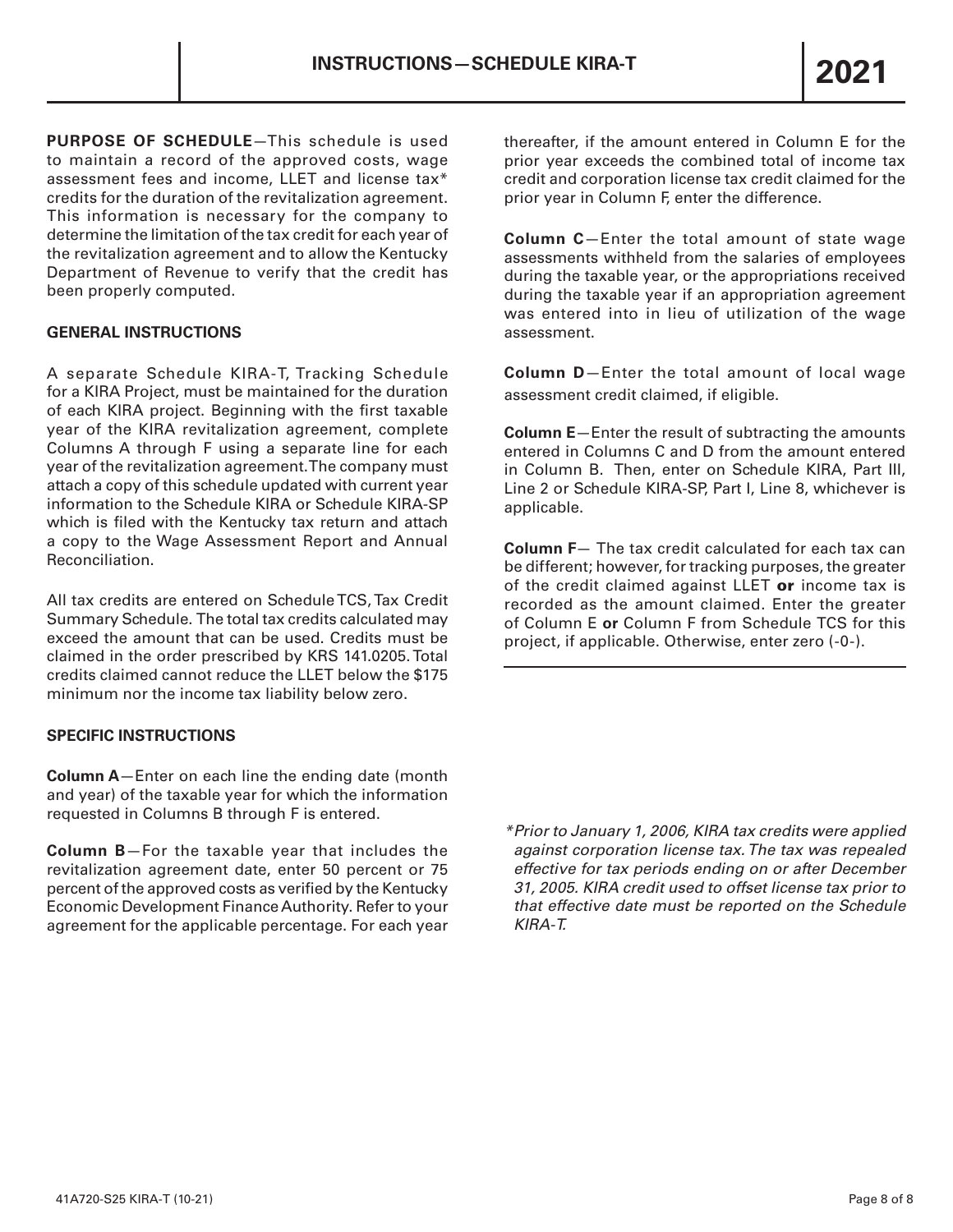# INSTRUCTIONS—SCHEDULE KIRA-T

**2021**

**PURPOSE OF SCHEDULE**—This schedule is used to maintain a record of the approved costs, wage assessment fees and income, LLET and license tax* credits for the duration of the revitalization agreement. This information is necessary for the company to determine the limitation of the tax credit for each year of the revitalization agreement and to allow the Kentucky Department of Revenue to verify that the credit has been properly computed.

**GENERAL INSTRUCTIONS**

A separate Schedule KIRA-T, Tracking Schedule for a KIRA Project, must be maintained for the duration of each KIRA project. Beginning with the first taxable year of the KIRA revitalization agreement, complete Columns A through F using a separate line for each year of the revitalization agreement. The company must attach a copy of this schedule updated with current year information to the Schedule KIRA or Schedule KIRA-SP which is filed with the Kentucky tax return and attach a copy to the Wage Assessment Report and Annual Reconciliation.

All tax credits are entered on Schedule TCS, Tax Credit Summary Schedule. The total tax credits calculated may exceed the amount that can be used. Credits must be claimed in the order prescribed by KRS 141.0205. Total credits claimed cannot reduce the LLET below the $175 minimum nor the income tax liability below zero.

**SPECIFIC INSTRUCTIONS**

**Column A**—Enter on each line the ending date (month and year) of the taxable year for which the information requested in Columns B through F is entered.

**Column B**—For the taxable year that includes the revitalization agreement date, enter 50 percent or 75 percent of the approved costs as verified by the Kentucky Economic Development Finance Authority. Refer to your agreement for the applicable percentage. For each year thereafter, if the amount entered in Column E for the prior year exceeds the combined total of income tax credit and corporation license tax credit claimed for the prior year in Column F, enter the difference.

**Column C**—Enter the total amount of state wage assessments withheld from the salaries of employees during the taxable year, or the appropriations received during the taxable year if an appropriation agreement was entered into in lieu of utilization of the wage assessment.

**Column D**—Enter the total amount of local wage assessment credit claimed, if eligible.

**Column E**—Enter the result of subtracting the amounts entered in Columns C and D from the amount entered in Column B. Then, enter on Schedule KIRA, Part III, Line 2 or Schedule KIRA-SP, Part I, Line 8, whichever is applicable.

**Column F**— The tax credit calculated for each tax can be different; however, for tracking purposes, the greater of the credit claimed against LLET **or** income tax is recorded as the amount claimed. Enter the greater of Column E **or** Column F from Schedule TCS for this project, if applicable. Otherwise, enter zero (-0-).

*\*Prior to January 1, 2006, KIRA tax credits were applied against corporation license tax. The tax was repealed effective for tax periods ending on or after December 31, 2005. KIRA credit used to offset license tax prior to that effective date must be reported on the Schedule KIRA-T.*

41A720-S25 KIRA-T (10-21)